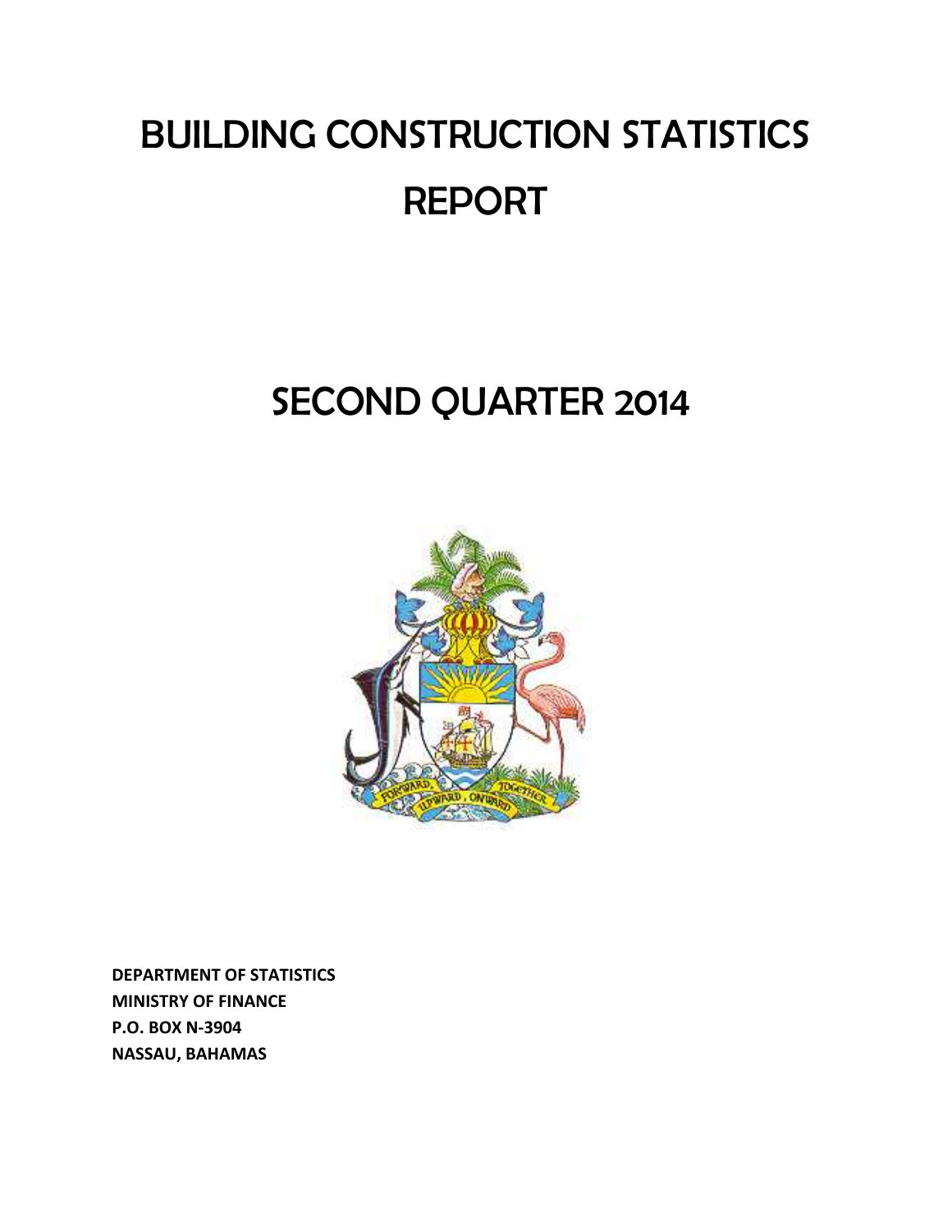# BUILDING CONSTRUCTION STATISTICS REPORT

# SECOND QUARTER 2014

**DEPARTMENT OF STATISTICS**
**MINISTRY OF FINANCE**
**P.O. BOX N-3904**
**NASSAU, BAHAMAS**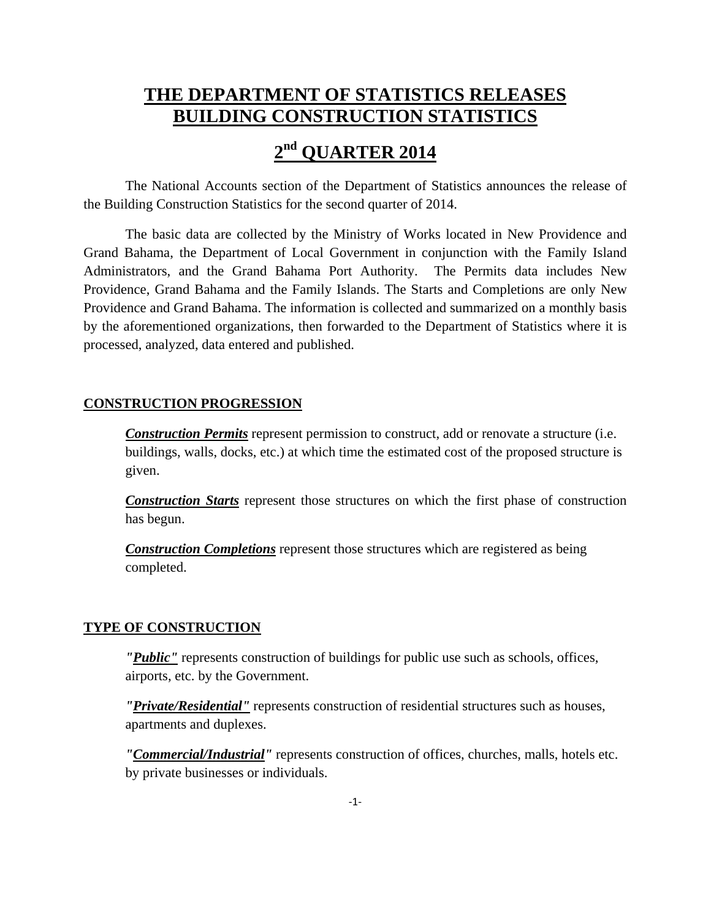# THE DEPARTMENT OF STATISTICS RELEASES BUILDING CONSTRUCTION STATISTICS

# 2nd QUARTER 2014

The National Accounts section of the Department of Statistics announces the release of the Building Construction Statistics for the second quarter of 2014.

The basic data are collected by the Ministry of Works located in New Providence and Grand Bahama, the Department of Local Government in conjunction with the Family Island Administrators, and the Grand Bahama Port Authority. The Permits data includes New Providence, Grand Bahama and the Family Islands. The Starts and Completions are only New Providence and Grand Bahama. The information is collected and summarized on a monthly basis by the aforementioned organizations, then forwarded to the Department of Statistics where it is processed, analyzed, data entered and published.

## CONSTRUCTION PROGRESSION

***Construction Permits*** represent permission to construct, add or renovate a structure (i.e. buildings, walls, docks, etc.) at which time the estimated cost of the proposed structure is given.

***Construction Starts*** represent those structures on which the first phase of construction has begun.

***Construction Completions*** represent those structures which are registered as being completed.

## TYPE OF CONSTRUCTION

***"Public"*** represents construction of buildings for public use such as schools, offices, airports, etc. by the Government.

***"Private/Residential"*** represents construction of residential structures such as houses, apartments and duplexes.

***"Commercial/Industrial"*** represents construction of offices, churches, malls, hotels etc. by private businesses or individuals.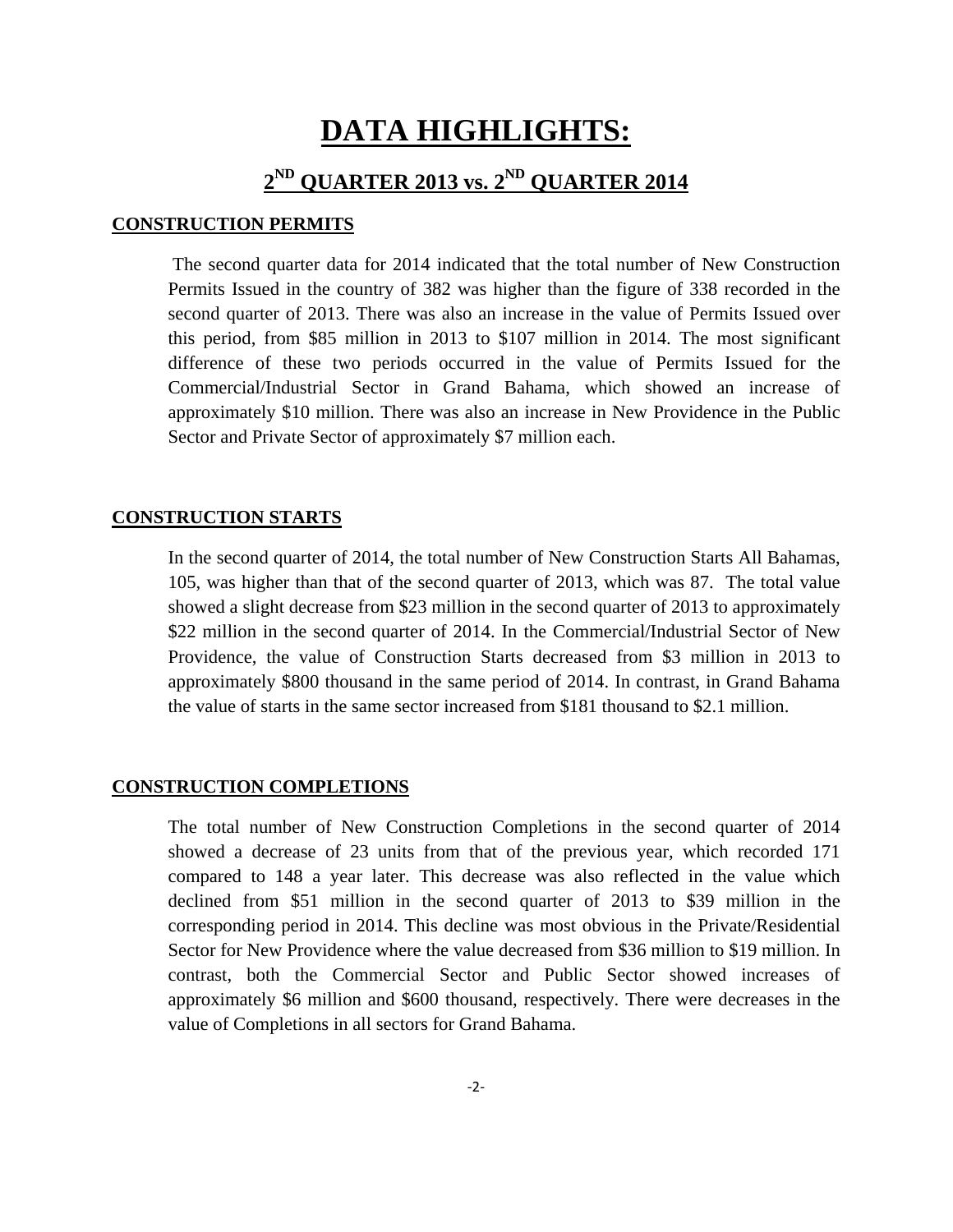# DATA HIGHLIGHTS:

## 2ND QUARTER 2013 vs. 2ND QUARTER 2014

### CONSTRUCTION PERMITS

The second quarter data for 2014 indicated that the total number of New Construction Permits Issued in the country of 382 was higher than the figure of 338 recorded in the second quarter of 2013. There was also an increase in the value of Permits Issued over this period, from $85 million in 2013 to $107 million in 2014. The most significant difference of these two periods occurred in the value of Permits Issued for the Commercial/Industrial Sector in Grand Bahama, which showed an increase of approximately $10 million. There was also an increase in New Providence in the Public Sector and Private Sector of approximately $7 million each.

### CONSTRUCTION STARTS

In the second quarter of 2014, the total number of New Construction Starts All Bahamas, 105, was higher than that of the second quarter of 2013, which was 87. The total value showed a slight decrease from $23 million in the second quarter of 2013 to approximately $22 million in the second quarter of 2014. In the Commercial/Industrial Sector of New Providence, the value of Construction Starts decreased from $3 million in 2013 to approximately $800 thousand in the same period of 2014. In contrast, in Grand Bahama the value of starts in the same sector increased from $181 thousand to $2.1 million.

### CONSTRUCTION COMPLETIONS

The total number of New Construction Completions in the second quarter of 2014 showed a decrease of 23 units from that of the previous year, which recorded 171 compared to 148 a year later. This decrease was also reflected in the value which declined from $51 million in the second quarter of 2013 to $39 million in the corresponding period in 2014. This decline was most obvious in the Private/Residential Sector for New Providence where the value decreased from $36 million to $19 million. In contrast, both the Commercial Sector and Public Sector showed increases of approximately $6 million and $600 thousand, respectively. There were decreases in the value of Completions in all sectors for Grand Bahama.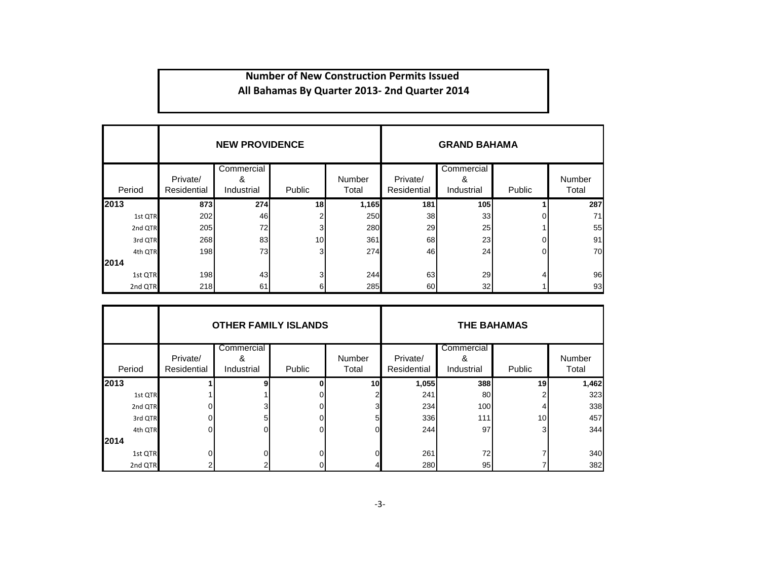## Number of New Construction Permits Issued
## All Bahamas By Quarter 2013- 2nd Quarter 2014

| | NEW PROVIDENCE | | | | GRAND BAHAMA | | | |
|---|---|---|---|---|---|---|---|---|
| Period | Private/ Residential | Commercial & Industrial | Public | Number Total | Private/ Residential | Commercial & Industrial | Public | Number Total |
| **2013** | **873** | **274** | **18** | **1,165** | **181** | **105** | **1** | **287** |
| 1st QTR | 202 | 46 | 2 | 250 | 38 | 33 | 0 | 71 |
| 2nd QTR | 205 | 72 | 3 | 280 | 29 | 25 | 1 | 55 |
| 3rd QTR | 268 | 83 | 10 | 361 | 68 | 23 | 0 | 91 |
| 4th QTR | 198 | 73 | 3 | 274 | 46 | 24 | 0 | 70 |
| **2014** | | | | | | | | |
| 1st QTR | 198 | 43 | 3 | 244 | 63 | 29 | 4 | 96 |
| 2nd QTR | 218 | 61 | 6 | 285 | 60 | 32 | 1 | 93 |

| | OTHER FAMILY ISLANDS | | | | THE BAHAMAS | | | |
|---|---|---|---|---|---|---|---|---|
| Period | Private/ Residential | Commercial & Industrial | Public | Number Total | Private/ Residential | Commercial & Industrial | Public | Number Total |
| **2013** | **1** | **9** | **0** | **10** | **1,055** | **388** | **19** | **1,462** |
| 1st QTR | 1 | 1 | 0 | 2 | 241 | 80 | 2 | 323 |
| 2nd QTR | 0 | 3 | 0 | 3 | 234 | 100 | 4 | 338 |
| 3rd QTR | 0 | 5 | 0 | 5 | 336 | 111 | 10 | 457 |
| 4th QTR | 0 | 0 | 0 | 0 | 244 | 97 | 3 | 344 |
| **2014** | | | | | | | | |
| 1st QTR | 0 | 0 | 0 | 0 | 261 | 72 | 7 | 340 |
| 2nd QTR | 2 | 2 | 0 | 4 | 280 | 95 | 7 | 382 |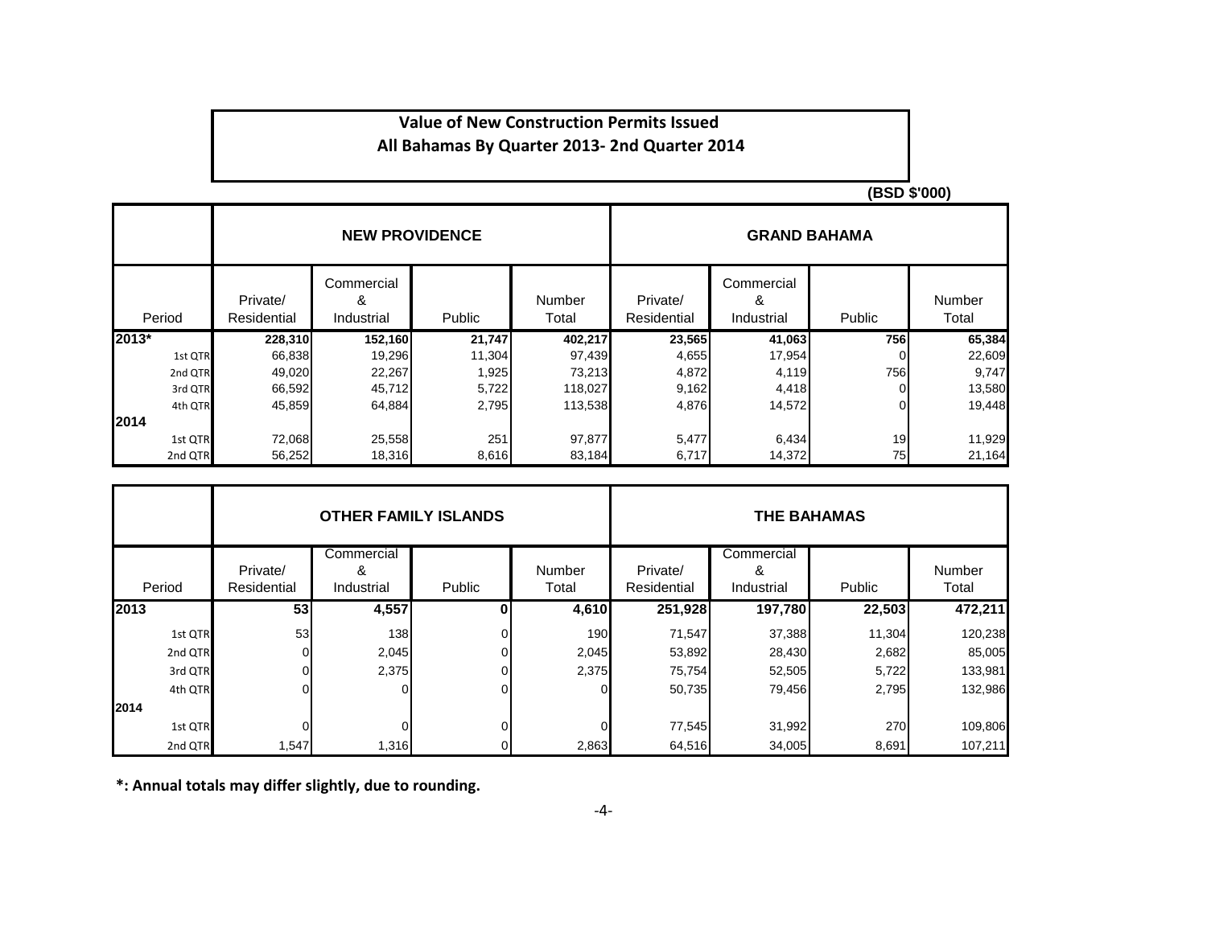# Value of New Construction Permits Issued

## All Bahamas By Quarter 2013- 2nd Quarter 2014

(BSD $'000)

| | NEW PROVIDENCE | | | | GRAND BAHAMA | | | |
|---|---|---|---|---|---|---|---|---|
| Period | Private/ Residential | Commercial & Industrial | Public | Number Total | Private/ Residential | Commercial & Industrial | Public | Number Total |
| **2013*** | **228,310** | **152,160** | **21,747** | **402,217** | **23,565** | **41,063** | **756** | **65,384** |
| 1st QTR | 66,838 | 19,296 | 11,304 | 97,439 | 4,655 | 17,954 | 0 | 22,609 |
| 2nd QTR | 49,020 | 22,267 | 1,925 | 73,213 | 4,872 | 4,119 | 756 | 9,747 |
| 3rd QTR | 66,592 | 45,712 | 5,722 | 118,027 | 9,162 | 4,418 | 0 | 13,580 |
| 4th QTR | 45,859 | 64,884 | 2,795 | 113,538 | 4,876 | 14,572 | 0 | 19,448 |
| **2014** | | | | | | | | |
| 1st QTR | 72,068 | 25,558 | 251 | 97,877 | 5,477 | 6,434 | 19 | 11,929 |
| 2nd QTR | 56,252 | 18,316 | 8,616 | 83,184 | 6,717 | 14,372 | 75 | 21,164 |

| | OTHER FAMILY ISLANDS | | | | THE BAHAMAS | | | |
|---|---|---|---|---|---|---|---|---|
| Period | Private/ Residential | Commercial & Industrial | Public | Number Total | Private/ Residential | Commercial & Industrial | Public | Number Total |
| **2013** | **53** | **4,557** | **0** | **4,610** | **251,928** | **197,780** | **22,503** | **472,211** |
| 1st QTR | 53 | 138 | 0 | 190 | 71,547 | 37,388 | 11,304 | 120,238 |
| 2nd QTR | 0 | 2,045 | 0 | 2,045 | 53,892 | 28,430 | 2,682 | 85,005 |
| 3rd QTR | 0 | 2,375 | 0 | 2,375 | 75,754 | 52,505 | 5,722 | 133,981 |
| 4th QTR | 0 | 0 | 0 | 0 | 50,735 | 79,456 | 2,795 | 132,986 |
| **2014** | | | | | | | | |
| 1st QTR | 0 | 0 | 0 | 0 | 77,545 | 31,992 | 270 | 109,806 |
| 2nd QTR | 1,547 | 1,316 | 0 | 2,863 | 64,516 | 34,005 | 8,691 | 107,211 |

**\*: Annual totals may differ slightly, due to rounding.**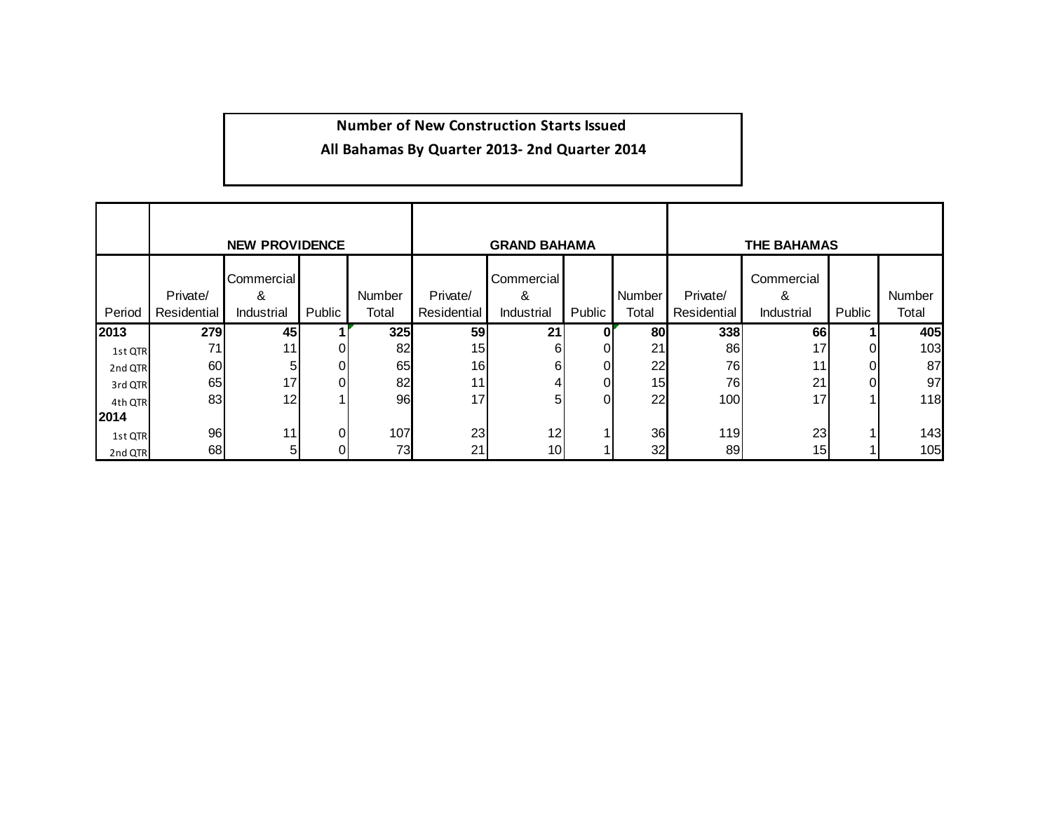**Number of New Construction Starts Issued**

**All Bahamas By Quarter 2013- 2nd Quarter 2014**

| | NEW PROVIDENCE | | | | GRAND BAHAMA | | | | THE BAHAMAS | | | |
|---|---|---|---|---|---|---|---|---|---|---|---|---|
| Period | Private/ Residential | Commercial & Industrial | Public | Number Total | Private/ Residential | Commercial & Industrial | Public | Number Total | Private/ Residential | Commercial & Industrial | Public | Number Total |
| **2013** | **279** | **45** | **1** | **325** | **59** | **21** | **0** | **80** | **338** | **66** | **1** | **405** |
| 1st QTR | 71 | 11 | 0 | 82 | 15 | 6 | 0 | 21 | 86 | 17 | 0 | 103 |
| 2nd QTR | 60 | 5 | 0 | 65 | 16 | 6 | 0 | 22 | 76 | 11 | 0 | 87 |
| 3rd QTR | 65 | 17 | 0 | 82 | 11 | 4 | 0 | 15 | 76 | 21 | 0 | 97 |
| 4th QTR | 83 | 12 | 1 | 96 | 17 | 5 | 0 | 22 | 100 | 17 | 1 | 118 |
| **2014** | | | | | | | | | | | | |
| 1st QTR | 96 | 11 | 0 | 107 | 23 | 12 | 1 | 36 | 119 | 23 | 1 | 143 |
| 2nd QTR | 68 | 5 | 0 | 73 | 21 | 10 | 1 | 32 | 89 | 15 | 1 | 105 |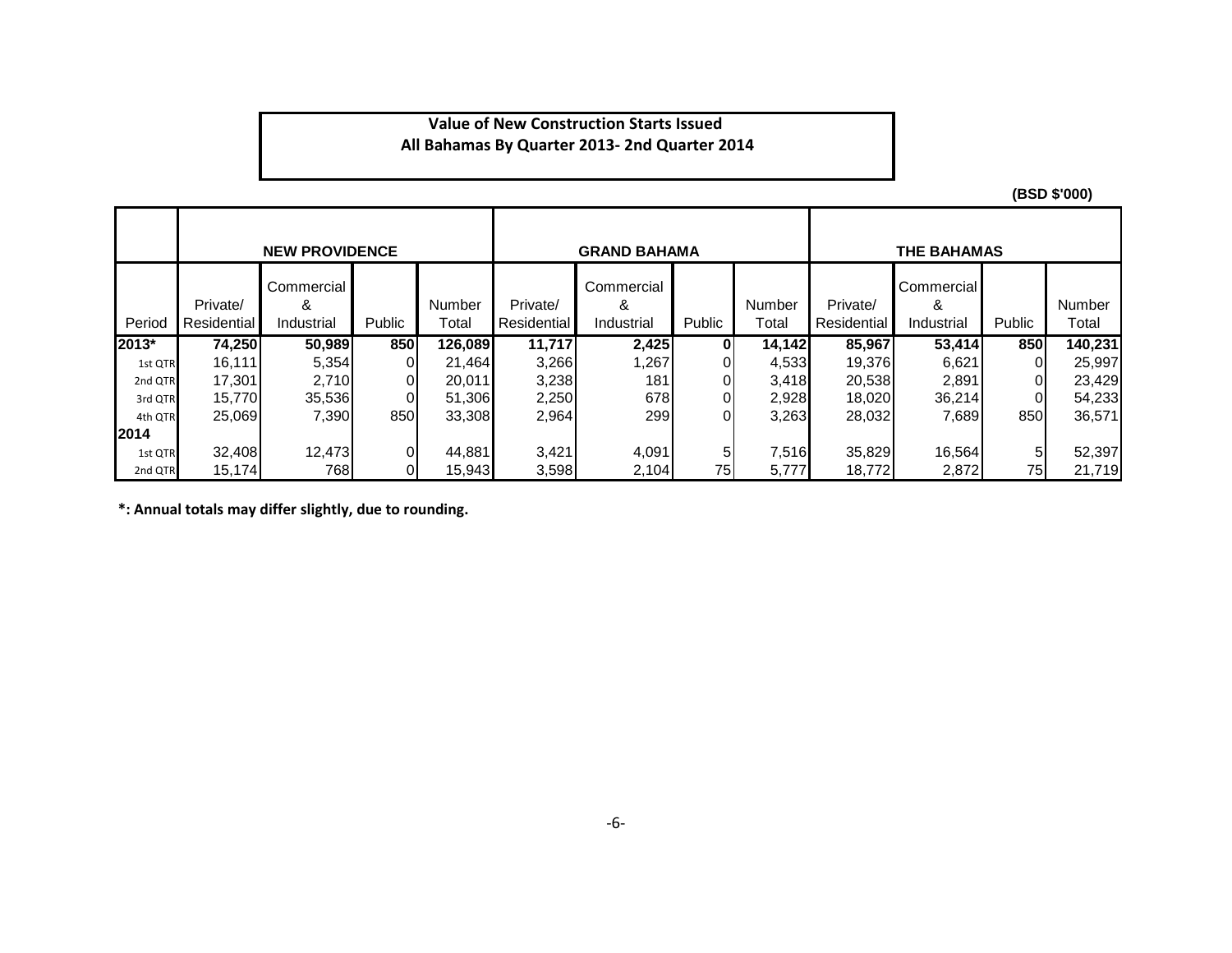**Value of New Construction Starts Issued**
**All Bahamas By Quarter 2013- 2nd Quarter 2014**

(BSD $'000)

| | NEW PROVIDENCE | | | | GRAND BAHAMA | | | | THE BAHAMAS | | | |
|---|---|---|---|---|---|---|---|---|---|---|---|---|
| Period | Private/ Residential | Commercial & Industrial | Public | Number Total | Private/ Residential | Commercial & Industrial | Public | Number Total | Private/ Residential | Commercial & Industrial | Public | Number Total |
| **2013*** | **74,250** | **50,989** | **850** | **126,089** | **11,717** | **2,425** | **0** | **14,142** | **85,967** | **53,414** | **850** | **140,231** |
| 1st QTR | 16,111 | 5,354 | 0 | 21,464 | 3,266 | 1,267 | 0 | 4,533 | 19,376 | 6,621 | 0 | 25,997 |
| 2nd QTR | 17,301 | 2,710 | 0 | 20,011 | 3,238 | 181 | 0 | 3,418 | 20,538 | 2,891 | 0 | 23,429 |
| 3rd QTR | 15,770 | 35,536 | 0 | 51,306 | 2,250 | 678 | 0 | 2,928 | 18,020 | 36,214 | 0 | 54,233 |
| 4th QTR | 25,069 | 7,390 | 850 | 33,308 | 2,964 | 299 | 0 | 3,263 | 28,032 | 7,689 | 850 | 36,571 |
| **2014** | | | | | | | | | | | | |
| 1st QTR | 32,408 | 12,473 | 0 | 44,881 | 3,421 | 4,091 | 5 | 7,516 | 35,829 | 16,564 | 5 | 52,397 |
| 2nd QTR | 15,174 | 768 | 0 | 15,943 | 3,598 | 2,104 | 75 | 5,777 | 18,772 | 2,872 | 75 | 21,719 |

**\*: Annual totals may differ slightly, due to rounding.**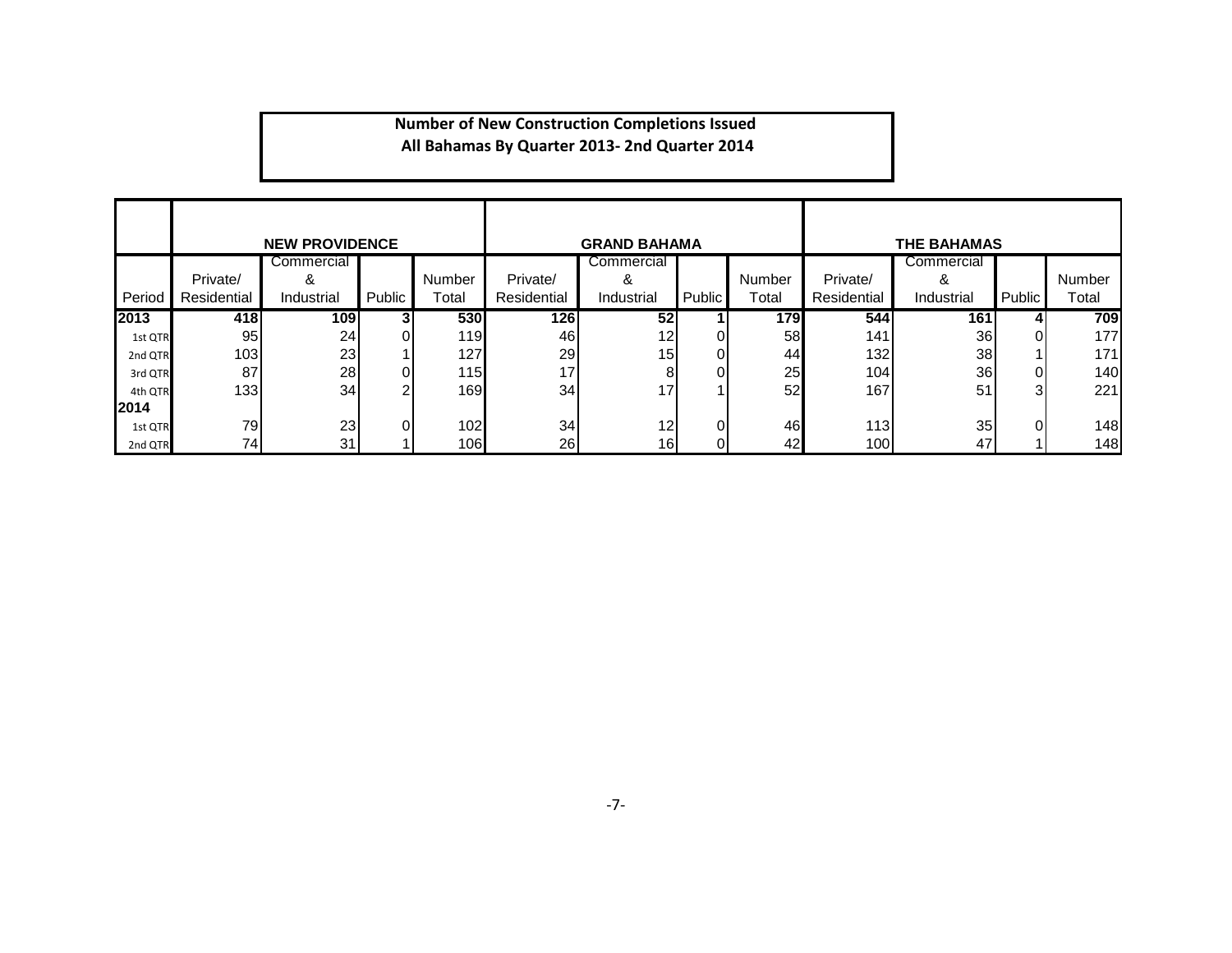**Number of New Construction Completions Issued**
**All Bahamas By Quarter 2013- 2nd Quarter 2014**

| | NEW PROVIDENCE | | | | GRAND BAHAMA | | | | THE BAHAMAS | | | |
|---|---|---|---|---|---|---|---|---|---|---|---|---|
| Period | Private/ Residential | Commercial & Industrial | Public | Number Total | Private/ Residential | Commercial & Industrial | Public | Number Total | Private/ Residential | Commercial & Industrial | Public | Number Total |
| **2013** | **418** | **109** | **3** | **530** | **126** | **52** | **1** | **179** | **544** | **161** | **4** | **709** |
| 1st QTR | 95 | 24 | 0 | 119 | 46 | 12 | 0 | 58 | 141 | 36 | 0 | 177 |
| 2nd QTR | 103 | 23 | 1 | 127 | 29 | 15 | 0 | 44 | 132 | 38 | 1 | 171 |
| 3rd QTR | 87 | 28 | 0 | 115 | 17 | 8 | 0 | 25 | 104 | 36 | 0 | 140 |
| 4th QTR | 133 | 34 | 2 | 169 | 34 | 17 | 1 | 52 | 167 | 51 | 3 | 221 |
| **2014** | | | | | | | | | | | | |
| 1st QTR | 79 | 23 | 0 | 102 | 34 | 12 | 0 | 46 | 113 | 35 | 0 | 148 |
| 2nd QTR | 74 | 31 | 1 | 106 | 26 | 16 | 0 | 42 | 100 | 47 | 1 | 148 |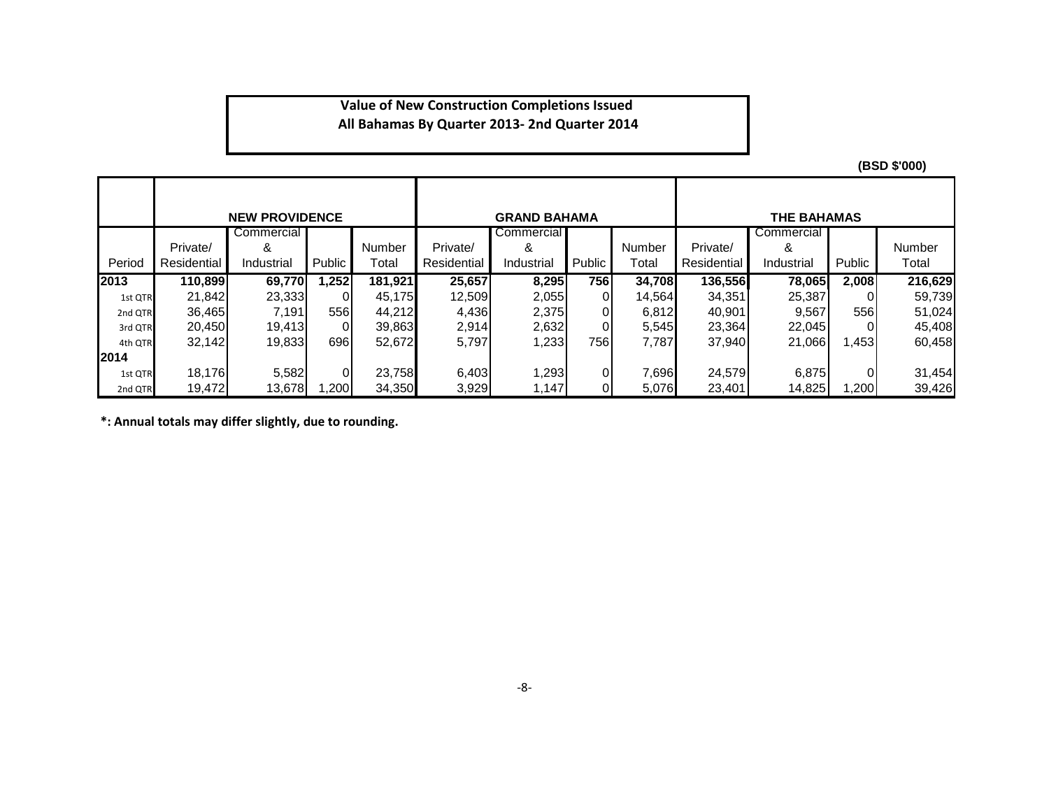**Value of New Construction Completions Issued**
**All Bahamas By Quarter 2013- 2nd Quarter 2014**

**(BSD $'000)**

| | NEW PROVIDENCE | | | | GRAND BAHAMA | | | | THE BAHAMAS | | | |
|---|---|---|---|---|---|---|---|---|---|---|---|---|
| Period | Private/ Residential | Commercial & Industrial | Public | Number Total | Private/ Residential | Commercial & Industrial | Public | Number Total | Private/ Residential | Commercial & Industrial | Public | Number Total |
| **2013** | **110,899** | **69,770** | **1,252** | **181,921** | **25,657** | **8,295** | **756** | **34,708** | **136,556** | **78,065** | **2,008** | **216,629** |
| 1st QTR | 21,842 | 23,333 | 0 | 45,175 | 12,509 | 2,055 | 0 | 14,564 | 34,351 | 25,387 | 0 | 59,739 |
| 2nd QTR | 36,465 | 7,191 | 556 | 44,212 | 4,436 | 2,375 | 0 | 6,812 | 40,901 | 9,567 | 556 | 51,024 |
| 3rd QTR | 20,450 | 19,413 | 0 | 39,863 | 2,914 | 2,632 | 0 | 5,545 | 23,364 | 22,045 | 0 | 45,408 |
| 4th QTR | 32,142 | 19,833 | 696 | 52,672 | 5,797 | 1,233 | 756 | 7,787 | 37,940 | 21,066 | 1,453 | 60,458 |
| **2014** | | | | | | | | | | | | |
| 1st QTR | 18,176 | 5,582 | 0 | 23,758 | 6,403 | 1,293 | 0 | 7,696 | 24,579 | 6,875 | 0 | 31,454 |
| 2nd QTR | 19,472 | 13,678 | 1,200 | 34,350 | 3,929 | 1,147 | 0 | 5,076 | 23,401 | 14,825 | 1,200 | 39,426 |

**\*: Annual totals may differ slightly, due to rounding.**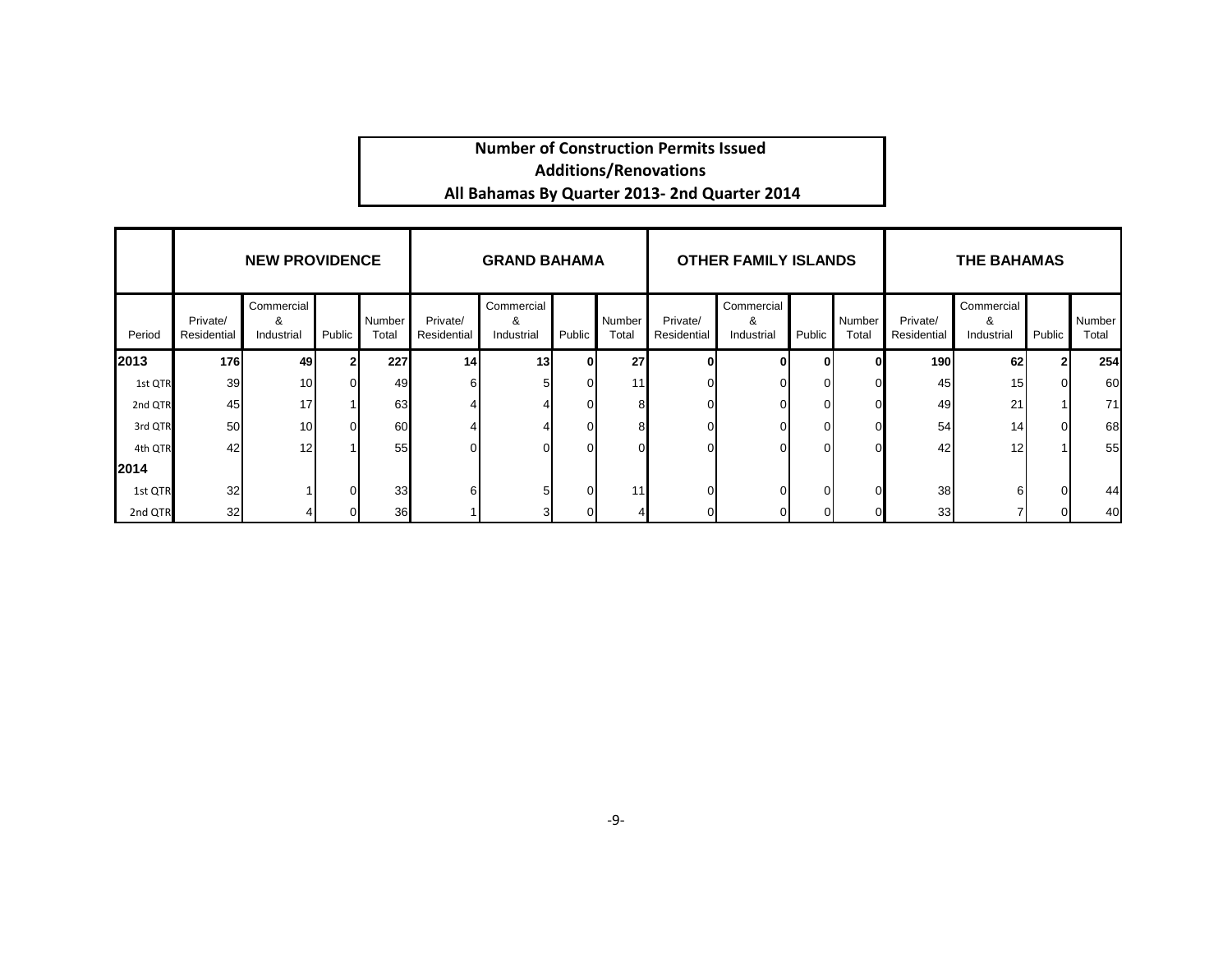## Number of Construction Permits Issued
## Additions/Renovations
## All Bahamas By Quarter 2013- 2nd Quarter 2014

| | NEW PROVIDENCE | | | | GRAND BAHAMA | | | | OTHER FAMILY ISLANDS | | | | THE BAHAMAS | | | |
|---|---|---|---|---|---|---|---|---|---|---|---|---|---|---|---|---|
| Period | Private/ Residential | Commercial & Industrial | Public | Number Total | Private/ Residential | Commercial & Industrial | Public | Number Total | Private/ Residential | Commercial & Industrial | Public | Number Total | Private/ Residential | Commercial & Industrial | Public | Number Total |
| **2013** | **176** | **49** | **2** | **227** | **14** | **13** | **0** | **27** | **0** | **0** | **0** | **0** | **190** | **62** | **2** | **254** |
| 1st QTR | 39 | 10 | 0 | 49 | 6 | 5 | 0 | 11 | 0 | 0 | 0 | 0 | 45 | 15 | 0 | 60 |
| 2nd QTR | 45 | 17 | 1 | 63 | 4 | 4 | 0 | 8 | 0 | 0 | 0 | 0 | 49 | 21 | 1 | 71 |
| 3rd QTR | 50 | 10 | 0 | 60 | 4 | 4 | 0 | 8 | 0 | 0 | 0 | 0 | 54 | 14 | 0 | 68 |
| 4th QTR | 42 | 12 | 1 | 55 | 0 | 0 | 0 | 0 | 0 | 0 | 0 | 0 | 42 | 12 | 1 | 55 |
| **2014** | | | | | | | | | | | | | | | | |
| 1st QTR | 32 | 1 | 0 | 33 | 6 | 5 | 0 | 11 | 0 | 0 | 0 | 0 | 38 | 6 | 0 | 44 |
| 2nd QTR | 32 | 4 | 0 | 36 | 1 | 3 | 0 | 4 | 0 | 0 | 0 | 0 | 33 | 7 | 0 | 40 |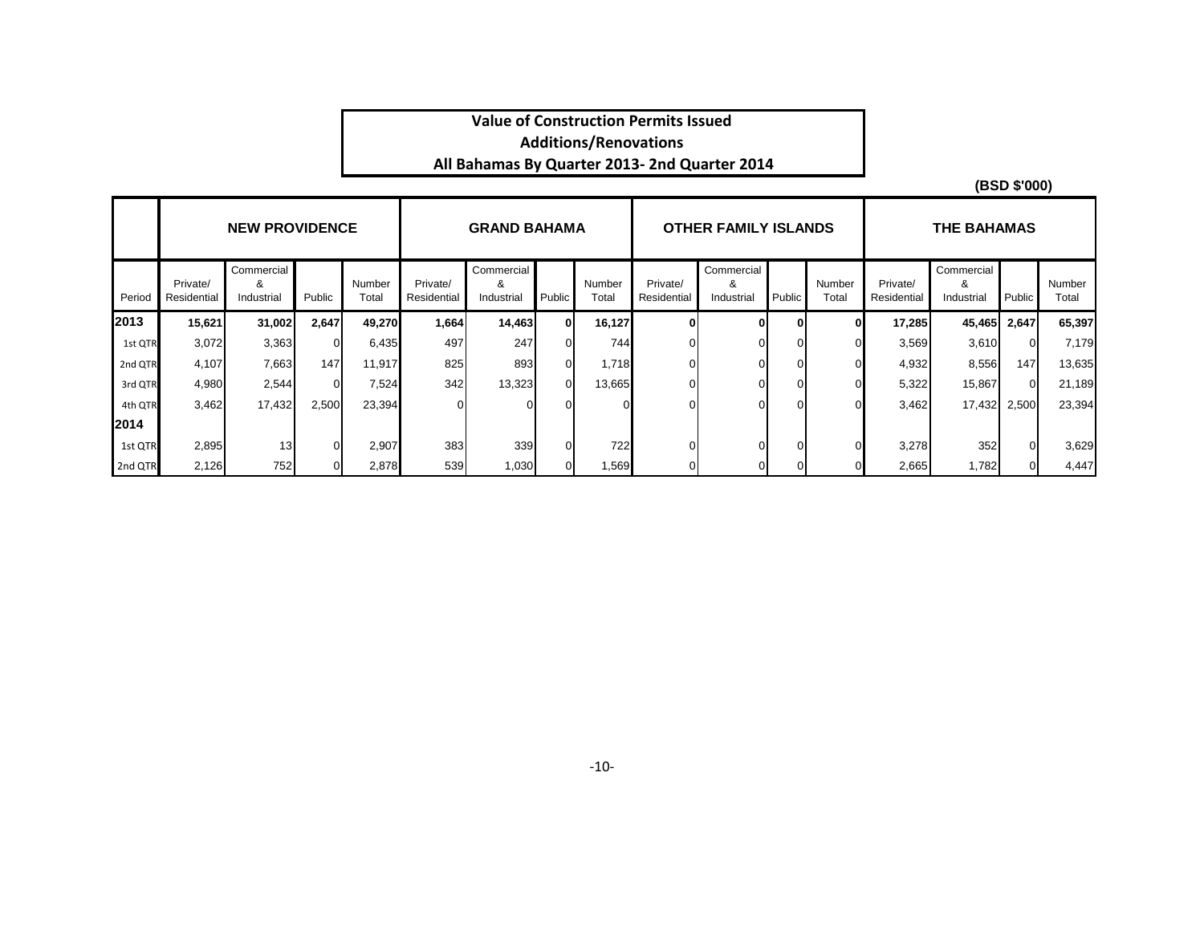**Value of Construction Permits Issued**
**Additions/Renovations**
**All Bahamas By Quarter 2013- 2nd Quarter 2014**

**(BSD $'000)**

| | NEW PROVIDENCE | | | | GRAND BAHAMA | | | | OTHER FAMILY ISLANDS | | | | THE BAHAMAS | | | |
|---|---|---|---|---|---|---|---|---|---|---|---|---|---|---|---|---|
| Period | Private/ Residential | Commercial & Industrial | Public | Number Total | Private/ Residential | Commercial & Industrial | Public | Number Total | Private/ Residential | Commercial & Industrial | Public | Number Total | Private/ Residential | Commercial & Industrial | Public | Number Total |
| **2013** | **15,621** | **31,002** | **2,647** | **49,270** | **1,664** | **14,463** | **0** | **16,127** | **0** | **0** | **0** | **0** | **17,285** | **45,465** | **2,647** | **65,397** |
| 1st QTR | 3,072 | 3,363 | 0 | 6,435 | 497 | 247 | 0 | 744 | 0 | 0 | 0 | 0 | 3,569 | 3,610 | 0 | 7,179 |
| 2nd QTR | 4,107 | 7,663 | 147 | 11,917 | 825 | 893 | 0 | 1,718 | 0 | 0 | 0 | 0 | 4,932 | 8,556 | 147 | 13,635 |
| 3rd QTR | 4,980 | 2,544 | 0 | 7,524 | 342 | 13,323 | 0 | 13,665 | 0 | 0 | 0 | 0 | 5,322 | 15,867 | 0 | 21,189 |
| 4th QTR | 3,462 | 17,432 | 2,500 | 23,394 | 0 | 0 | 0 | 0 | 0 | 0 | 0 | 0 | 3,462 | 17,432 | 2,500 | 23,394 |
| **2014** | | | | | | | | | | | | | | | | |
| 1st QTR | 2,895 | 13 | 0 | 2,907 | 383 | 339 | 0 | 722 | 0 | 0 | 0 | 0 | 3,278 | 352 | 0 | 3,629 |
| 2nd QTR | 2,126 | 752 | 0 | 2,878 | 539 | 1,030 | 0 | 1,569 | 0 | 0 | 0 | 0 | 2,665 | 1,782 | 0 | 4,447 |